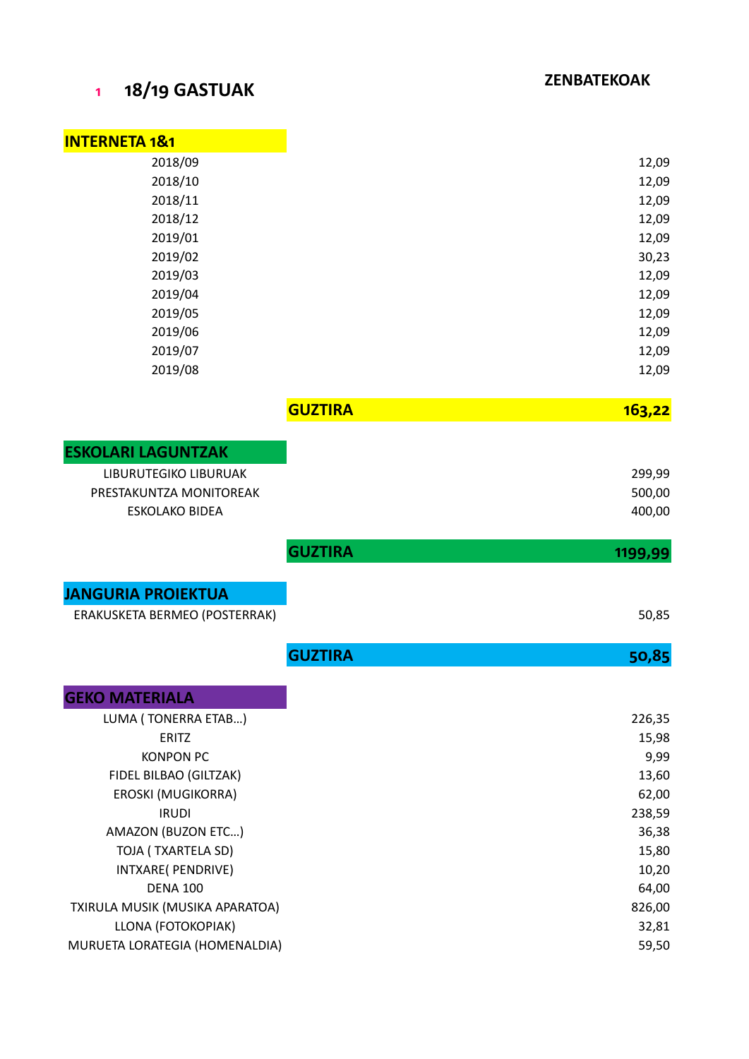# 1 18/19 GASTUAK

| | ZENBATEKOAK |
|---|---|
| **INTERNETA 1&1** | |
| 2018/09 | 12,09 |
| 2018/10 | 12,09 |
| 2018/11 | 12,09 |
| 2018/12 | 12,09 |
| 2019/01 | 12,09 |
| 2019/02 | 30,23 |
| 2019/03 | 12,09 |
| 2019/04 | 12,09 |
| 2019/05 | 12,09 |
| 2019/06 | 12,09 |
| 2019/07 | 12,09 |
| 2019/08 | 12,09 |
| **GUZTIRA** | **163,22** |
| **ESKOLARI LAGUNTZAK** | |
| LIBURUTEGIKO LIBURUAK | 299,99 |
| PRESTAKUNTZA MONITOREAK | 500,00 |
| ESKOLAKO BIDEA | 400,00 |
| **GUZTIRA** | **1199,99** |
| **JANGURIA PROIEKTUA** | |
| ERAKUSKETA BERMEO (POSTERRAK) | 50,85 |
| **GUZTIRA** | **50,85** |
| **GEKO MATERIALA** | |
| LUMA ( TONERRA ETAB…) | 226,35 |
| ERITZ | 15,98 |
| KONPON PC | 9,99 |
| FIDEL BILBAO (GILTZAK) | 13,60 |
| EROSKI (MUGIKORRA) | 62,00 |
| IRUDI | 238,59 |
| AMAZON (BUZON ETC…) | 36,38 |
| TOJA ( TXARTELA SD) | 15,80 |
| INTXARE( PENDRIVE) | 10,20 |
| DENA 100 | 64,00 |
| TXIRULA MUSIK (MUSIKA APARATOA) | 826,00 |
| LLONA (FOTOKOPIAK) | 32,81 |
| MURUETA LORATEGIA (HOMENALDIA) | 59,50 |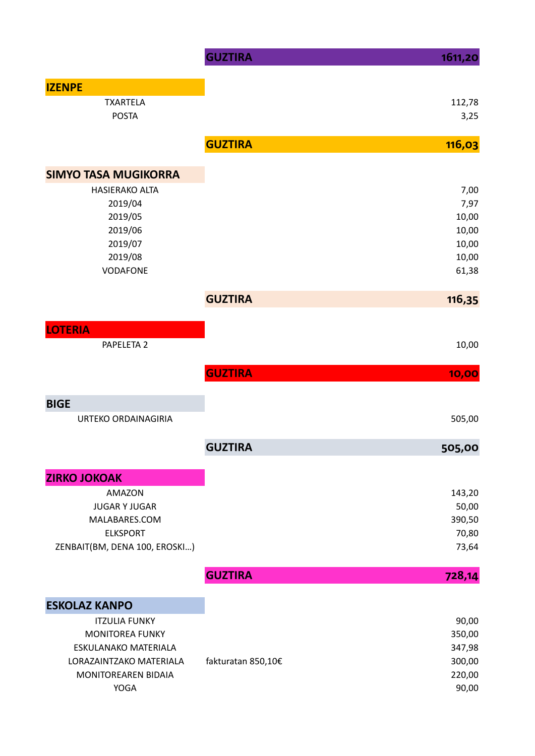| | GUZTIRA | 1611,20 |
|---|---|---|

## IZENPE

| | | |
|---|---|---|
| TXARTELA | | 112,78 |
| POSTA | | 3,25 |
| | **GUZTIRA** | **116,03** |

## SIMYO TASA MUGIKORRA

| | | |
|---|---|---|
| HASIERAKO ALTA | | 7,00 |
| 2019/04 | | 7,97 |
| 2019/05 | | 10,00 |
| 2019/06 | | 10,00 |
| 2019/07 | | 10,00 |
| 2019/08 | | 10,00 |
| VODAFONE | | 61,38 |
| | **GUZTIRA** | **116,35** |

## LOTERIA

| | | |
|---|---|---|
| PAPELETA 2 | | 10,00 |
| | **GUZTIRA** | **10,00** |

## BIGE

| | | |
|---|---|---|
| URTEKO ORDAINAGIRIA | | 505,00 |
| | **GUZTIRA** | **505,00** |

## ZIRKO JOKOAK

| | | |
|---|---|---|
| AMAZON | | 143,20 |
| JUGAR Y JUGAR | | 50,00 |
| MALABARES.COM | | 390,50 |
| ELKSPORT | | 70,80 |
| ZENBAIT(BM, DENA 100, EROSKI…) | | 73,64 |
| | **GUZTIRA** | **728,14** |

## ESKOLAZ KANPO

| | | |
|---|---|---|
| ITZULIA FUNKY | | 90,00 |
| MONITOREA FUNKY | | 350,00 |
| ESKULANAKO MATERIALA | | 347,98 |
| LORAZAINTZAKO MATERIALA | fakturatan 850,10€ | 300,00 |
| MONITOREAREN BIDAIA | | 220,00 |
| YOGA | | 90,00 |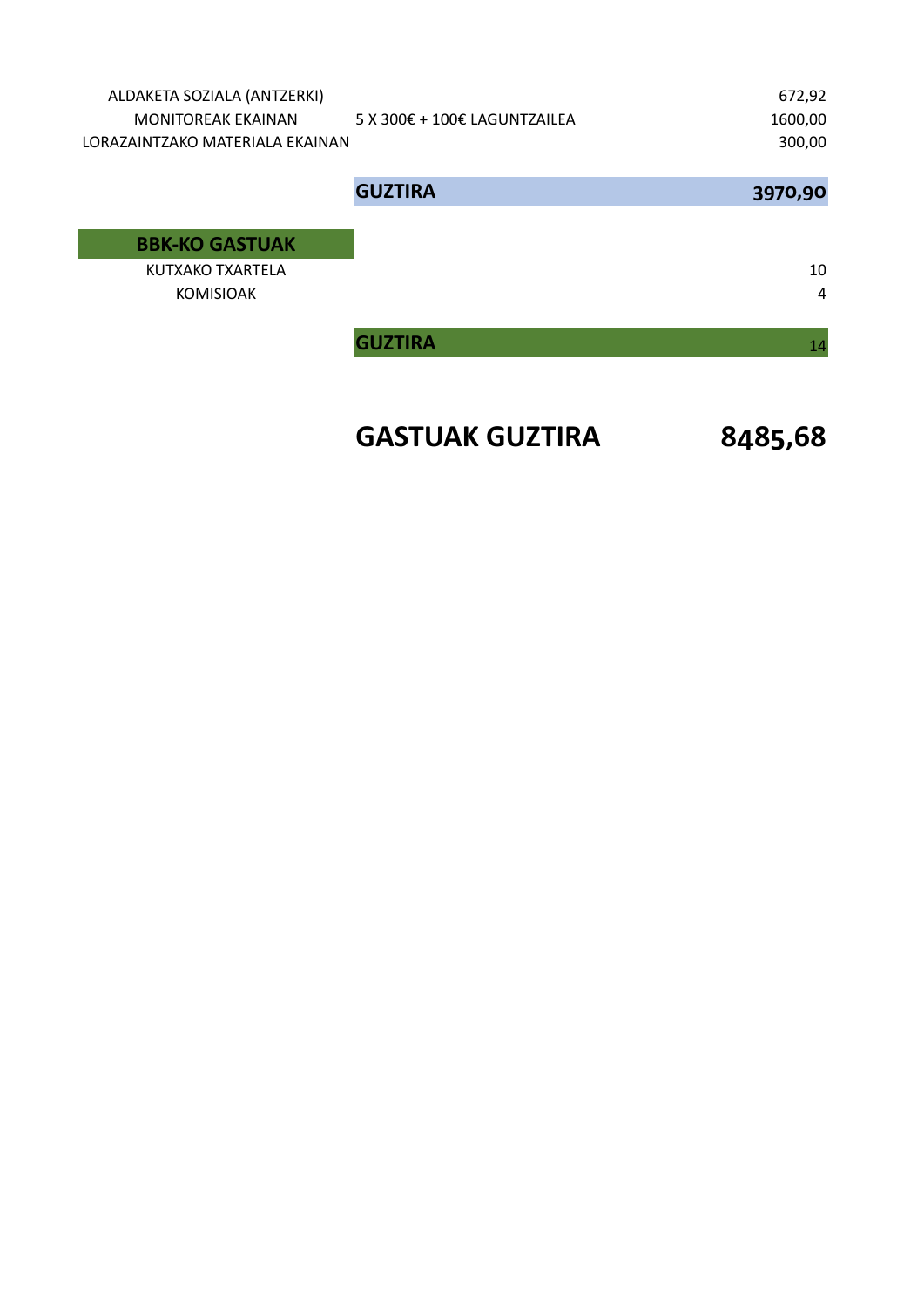| | | |
|---|---|---|
| ALDAKETA SOZIALA (ANTZERKI) | | 672,92 |
| MONITOREAK EKAINAN | 5 X 300€ + 100€ LAGUNTZAILEA | 1600,00 |
| LORAZAINTZAKO MATERIALA EKAINAN | | 300,00 |
| | **GUZTIRA** | **3970,90** |

| | | |
|---|---|---|
| **BBK-KO GASTUAK** | | |
| KUTXAKO TXARTELA | | 10 |
| KOMISIOAK | | 4 |
| | **GUZTIRA** | 14 |

| | |
|---|---|
| **GASTUAK GUZTIRA** | **8485,68** |